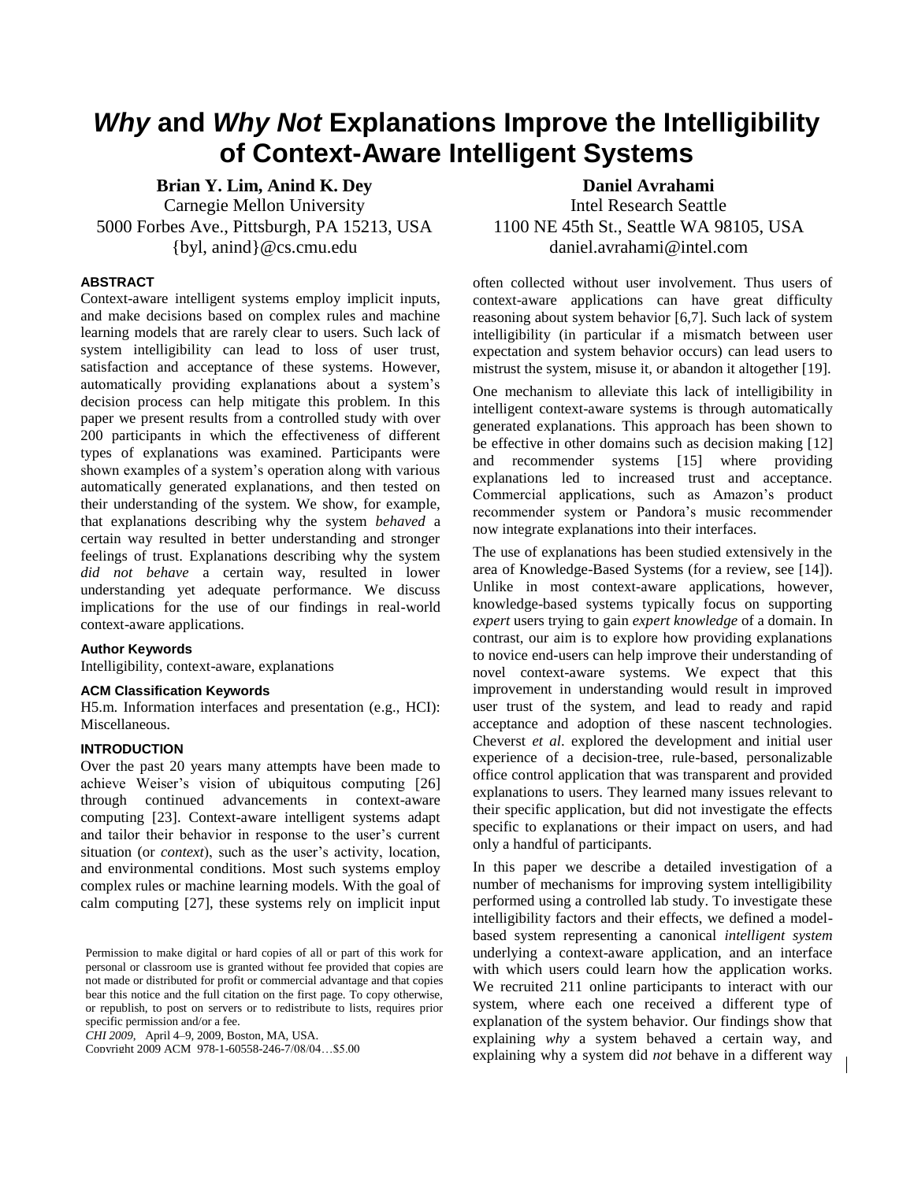# *Why* and *Why Not* Explanations Improve the Intelligibility of Context-Aware Intelligent Systems

**Brian Y. Lim, Anind K. Dey**
Carnegie Mellon University
5000 Forbes Ave., Pittsburgh, PA 15213, USA
{byl, anind}@cs.cmu.edu

**Daniel Avrahami**
Intel Research Seattle
1100 NE 45th St., Seattle WA 98105, USA
daniel.avrahami@intel.com

## ABSTRACT

Context-aware intelligent systems employ implicit inputs, and make decisions based on complex rules and machine learning models that are rarely clear to users. Such lack of system intelligibility can lead to loss of user trust, satisfaction and acceptance of these systems. However, automatically providing explanations about a system's decision process can help mitigate this problem. In this paper we present results from a controlled study with over 200 participants in which the effectiveness of different types of explanations was examined. Participants were shown examples of a system's operation along with various automatically generated explanations, and then tested on their understanding of the system. We show, for example, that explanations describing why the system *behaved* a certain way resulted in better understanding and stronger feelings of trust. Explanations describing why the system *did not behave* a certain way, resulted in lower understanding yet adequate performance. We discuss implications for the use of our findings in real-world context-aware applications.

### Author Keywords

Intelligibility, context-aware, explanations

### ACM Classification Keywords

H5.m. Information interfaces and presentation (e.g., HCI): Miscellaneous.

## INTRODUCTION

Over the past 20 years many attempts have been made to achieve Weiser's vision of ubiquitous computing [26] through continued advancements in context-aware computing [23]. Context-aware intelligent systems adapt and tailor their behavior in response to the user's current situation (or *context*), such as the user's activity, location, and environmental conditions. Most such systems employ complex rules or machine learning models. With the goal of calm computing [27], these systems rely on implicit input often collected without user involvement. Thus users of context-aware applications can have great difficulty reasoning about system behavior [6,7]. Such lack of system intelligibility (in particular if a mismatch between user expectation and system behavior occurs) can lead users to mistrust the system, misuse it, or abandon it altogether [19].

One mechanism to alleviate this lack of intelligibility in intelligent context-aware systems is through automatically generated explanations. This approach has been shown to be effective in other domains such as decision making [12] and recommender systems [15] where providing explanations led to increased trust and acceptance. Commercial applications, such as Amazon's product recommender system or Pandora's music recommender now integrate explanations into their interfaces.

The use of explanations has been studied extensively in the area of Knowledge-Based Systems (for a review, see [14]). Unlike in most context-aware applications, however, knowledge-based systems typically focus on supporting *expert* users trying to gain *expert knowledge* of a domain. In contrast, our aim is to explore how providing explanations to novice end-users can help improve their understanding of novel context-aware systems. We expect that this improvement in understanding would result in improved user trust of the system, and lead to ready and rapid acceptance and adoption of these nascent technologies. Cheverst *et al*. explored the development and initial user experience of a decision-tree, rule-based, personalizable office control application that was transparent and provided explanations to users. They learned many issues relevant to their specific application, but did not investigate the effects specific to explanations or their impact on users, and had only a handful of participants.

In this paper we describe a detailed investigation of a number of mechanisms for improving system intelligibility performed using a controlled lab study. To investigate these intelligibility factors and their effects, we defined a model-based system representing a canonical *intelligent system* underlying a context-aware application, and an interface with which users could learn how the application works. We recruited 211 online participants to interact with our system, where each one received a different type of explanation of the system behavior. Our findings show that explaining *why* a system behaved a certain way, and explaining why a system did *not* behave in a different way

Permission to make digital or hard copies of all or part of this work for personal or classroom use is granted without fee provided that copies are not made or distributed for profit or commercial advantage and that copies bear this notice and the full citation on the first page. To copy otherwise, or republish, to post on servers or to redistribute to lists, requires prior specific permission and/or a fee.
*CHI 2009*, April 4–9, 2009, Boston, MA, USA.
Copyright 2009 ACM 978-1-60558-246-7/08/04…$5.00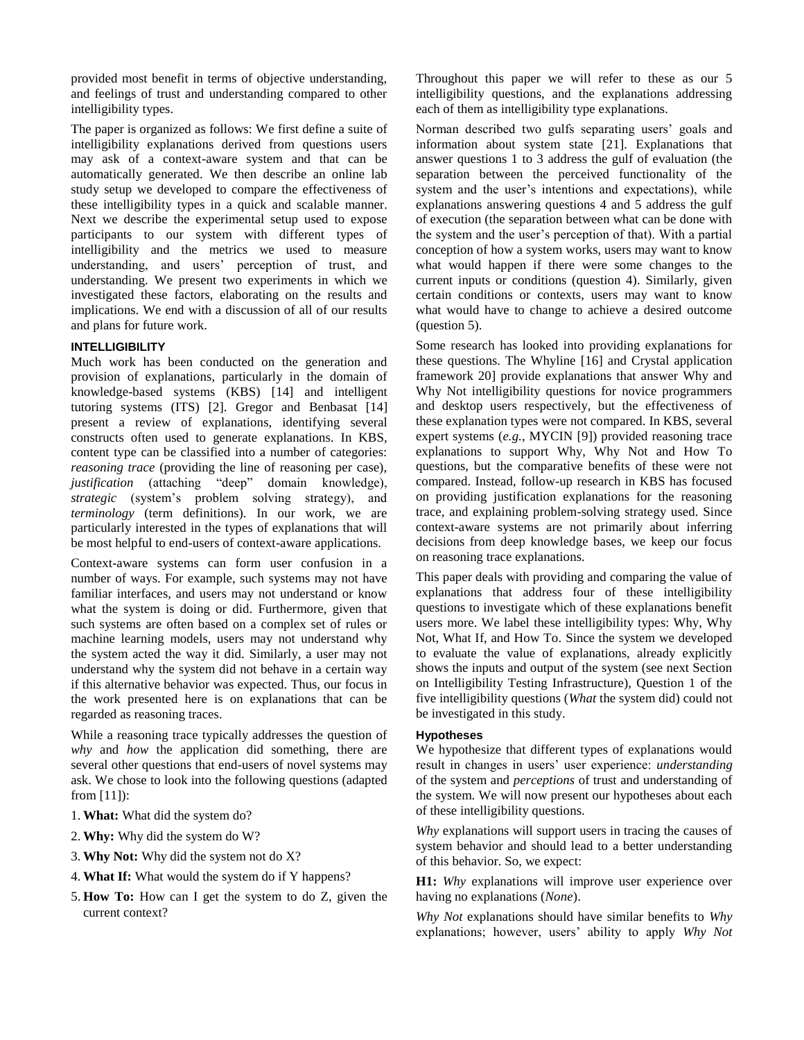provided most benefit in terms of objective understanding, and feelings of trust and understanding compared to other intelligibility types.

The paper is organized as follows: We first define a suite of intelligibility explanations derived from questions users may ask of a context-aware system and that can be automatically generated. We then describe an online lab study setup we developed to compare the effectiveness of these intelligibility types in a quick and scalable manner. Next we describe the experimental setup used to expose participants to our system with different types of intelligibility and the metrics we used to measure understanding, and users' perception of trust, and understanding. We present two experiments in which we investigated these factors, elaborating on the results and implications. We end with a discussion of all of our results and plans for future work.

## INTELLIGIBILITY

Much work has been conducted on the generation and provision of explanations, particularly in the domain of knowledge-based systems (KBS) [14] and intelligent tutoring systems (ITS) [2]. Gregor and Benbasat [14] present a review of explanations, identifying several constructs often used to generate explanations. In KBS, content type can be classified into a number of categories: *reasoning trace* (providing the line of reasoning per case), *justification* (attaching "deep" domain knowledge), *strategic* (system's problem solving strategy), and *terminology* (term definitions). In our work, we are particularly interested in the types of explanations that will be most helpful to end-users of context-aware applications.

Context-aware systems can form user confusion in a number of ways. For example, such systems may not have familiar interfaces, and users may not understand or know what the system is doing or did. Furthermore, given that such systems are often based on a complex set of rules or machine learning models, users may not understand why the system acted the way it did. Similarly, a user may not understand why the system did not behave in a certain way if this alternative behavior was expected. Thus, our focus in the work presented here is on explanations that can be regarded as reasoning traces.

While a reasoning trace typically addresses the question of *why* and *how* the application did something, there are several other questions that end-users of novel systems may ask. We chose to look into the following questions (adapted from [11]):

1. **What:** What did the system do?
2. **Why:** Why did the system do W?
3. **Why Not:** Why did the system not do X?
4. **What If:** What would the system do if Y happens?
5. **How To:** How can I get the system to do Z, given the current context?

Throughout this paper we will refer to these as our 5 intelligibility questions, and the explanations addressing each of them as intelligibility type explanations.

Norman described two gulfs separating users' goals and information about system state [21]. Explanations that answer questions 1 to 3 address the gulf of evaluation (the separation between the perceived functionality of the system and the user's intentions and expectations), while explanations answering questions 4 and 5 address the gulf of execution (the separation between what can be done with the system and the user's perception of that). With a partial conception of how a system works, users may want to know what would happen if there were some changes to the current inputs or conditions (question 4). Similarly, given certain conditions or contexts, users may want to know what would have to change to achieve a desired outcome (question 5).

Some research has looked into providing explanations for these questions. The Whyline [16] and Crystal application framework 20] provide explanations that answer Why and Why Not intelligibility questions for novice programmers and desktop users respectively, but the effectiveness of these explanation types were not compared. In KBS, several expert systems (*e.g.*, MYCIN [9]) provided reasoning trace explanations to support Why, Why Not and How To questions, but the comparative benefits of these were not compared. Instead, follow-up research in KBS has focused on providing justification explanations for the reasoning trace, and explaining problem-solving strategy used. Since context-aware systems are not primarily about inferring decisions from deep knowledge bases, we keep our focus on reasoning trace explanations.

This paper deals with providing and comparing the value of explanations that address four of these intelligibility questions to investigate which of these explanations benefit users more. We label these intelligibility types: Why, Why Not, What If, and How To. Since the system we developed to evaluate the value of explanations, already explicitly shows the inputs and output of the system (see next Section on Intelligibility Testing Infrastructure), Question 1 of the five intelligibility questions (*What* the system did) could not be investigated in this study.

### Hypotheses

We hypothesize that different types of explanations would result in changes in users' user experience: *understanding* of the system and *perceptions* of trust and understanding of the system. We will now present our hypotheses about each of these intelligibility questions.

*Why* explanations will support users in tracing the causes of system behavior and should lead to a better understanding of this behavior. So, we expect:

**H1:** *Why* explanations will improve user experience over having no explanations (*None*).

*Why Not* explanations should have similar benefits to *Why* explanations; however, users' ability to apply *Why Not*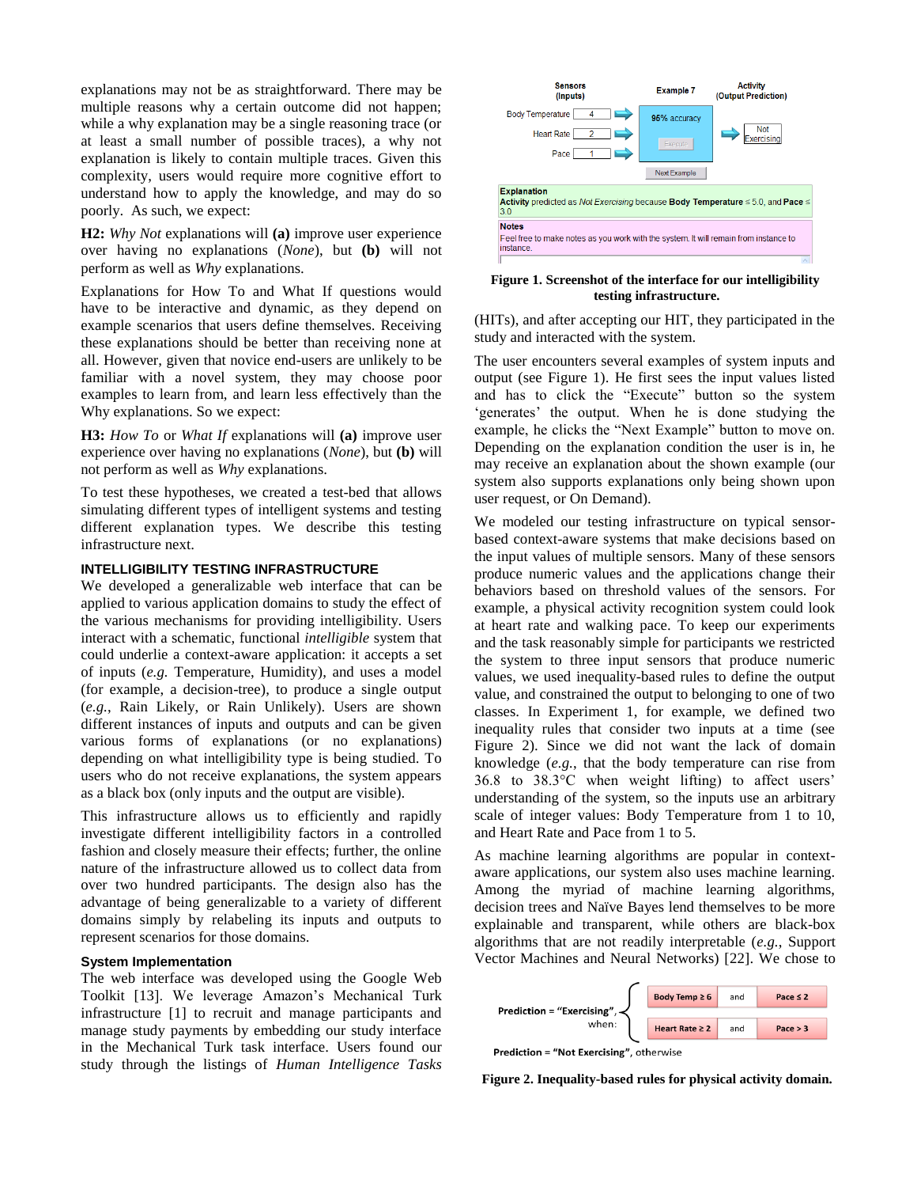explanations may not be as straightforward. There may be multiple reasons why a certain outcome did not happen; while a why explanation may be a single reasoning trace (or at least a small number of possible traces), a why not explanation is likely to contain multiple traces. Given this complexity, users would require more cognitive effort to understand how to apply the knowledge, and may do so poorly. As such, we expect:

**H2:** *Why Not* explanations will **(a)** improve user experience over having no explanations (*None*), but **(b)** will not perform as well as *Why* explanations.

Explanations for How To and What If questions would have to be interactive and dynamic, as they depend on example scenarios that users define themselves. Receiving these explanations should be better than receiving none at all. However, given that novice end-users are unlikely to be familiar with a novel system, they may choose poor examples to learn from, and learn less effectively than the Why explanations. So we expect:

**H3:** *How To* or *What If* explanations will **(a)** improve user experience over having no explanations (*None*), but **(b)** will not perform as well as *Why* explanations.

To test these hypotheses, we created a test-bed that allows simulating different types of intelligent systems and testing different explanation types. We describe this testing infrastructure next.

## INTELLIGIBILITY TESTING INFRASTRUCTURE

We developed a generalizable web interface that can be applied to various application domains to study the effect of the various mechanisms for providing intelligibility. Users interact with a schematic, functional *intelligible* system that could underlie a context-aware application: it accepts a set of inputs (*e.g.* Temperature, Humidity), and uses a model (for example, a decision-tree), to produce a single output (*e.g.*, Rain Likely, or Rain Unlikely). Users are shown different instances of inputs and outputs and can be given various forms of explanations (or no explanations) depending on what intelligibility type is being studied. To users who do not receive explanations, the system appears as a black box (only inputs and the output are visible).

This infrastructure allows us to efficiently and rapidly investigate different intelligibility factors in a controlled fashion and closely measure their effects; further, the online nature of the infrastructure allowed us to collect data from over two hundred participants. The design also has the advantage of being generalizable to a variety of different domains simply by relabeling its inputs and outputs to represent scenarios for those domains.

### System Implementation

The web interface was developed using the Google Web Toolkit [13]. We leverage Amazon's Mechanical Turk infrastructure [1] to recruit and manage participants and manage study payments by embedding our study interface in the Mechanical Turk task interface. Users found our study through the listings of *Human Intelligence Tasks*

**Figure 1. Screenshot of the interface for our intelligibility testing infrastructure.**

(HITs), and after accepting our HIT, they participated in the study and interacted with the system.

The user encounters several examples of system inputs and output (see Figure 1). He first sees the input values listed and has to click the "Execute" button so the system 'generates' the output. When he is done studying the example, he clicks the "Next Example" button to move on. Depending on the explanation condition the user is in, he may receive an explanation about the shown example (our system also supports explanations only being shown upon user request, or On Demand).

We modeled our testing infrastructure on typical sensor-based context-aware systems that make decisions based on the input values of multiple sensors. Many of these sensors produce numeric values and the applications change their behaviors based on threshold values of the sensors. For example, a physical activity recognition system could look at heart rate and walking pace. To keep our experiments and the task reasonably simple for participants we restricted the system to three input sensors that produce numeric values, we used inequality-based rules to define the output value, and constrained the output to belonging to one of two classes. In Experiment 1, for example, we defined two inequality rules that consider two inputs at a time (see Figure 2). Since we did not want the lack of domain knowledge (*e.g.*, that the body temperature can rise from 36.8 to 38.3°C when weight lifting) to affect users' understanding of the system, so the inputs use an arbitrary scale of integer values: Body Temperature from 1 to 10, and Heart Rate and Pace from 1 to 5.

As machine learning algorithms are popular in context-aware applications, our system also uses machine learning. Among the myriad of machine learning algorithms, decision trees and Naïve Bayes lend themselves to be more explainable and transparent, while others are black-box algorithms that are not readily interpretable (*e.g.*, Support Vector Machines and Neural Networks) [22]. We chose to

Prediction = "Exercising", when:
- Body Temp ≥ 6 and Pace ≤ 2
- Heart Rate ≥ 2 and Pace > 3

Prediction = "Not Exercising", otherwise

**Figure 2. Inequality-based rules for physical activity domain.**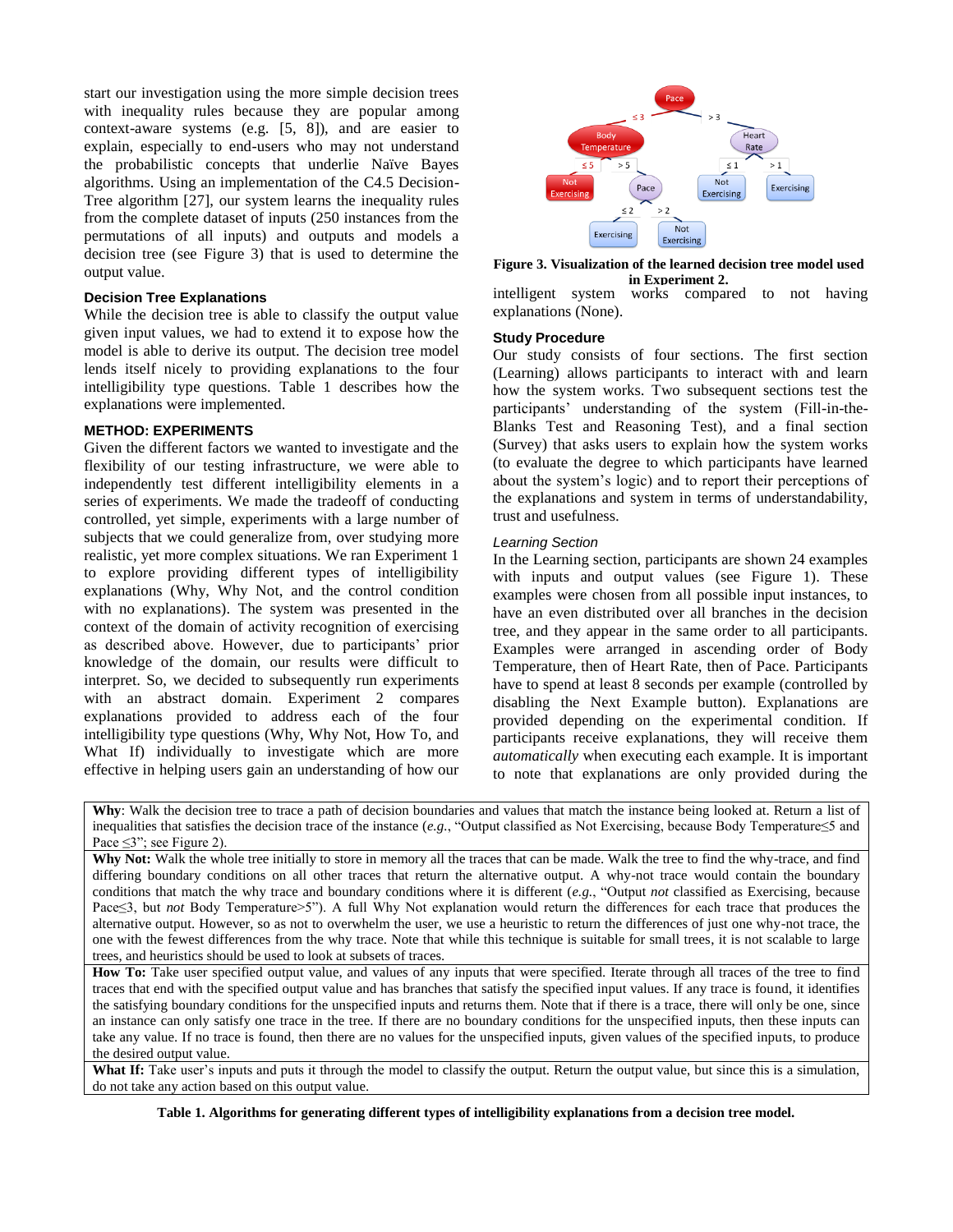start our investigation using the more simple decision trees with inequality rules because they are popular among context-aware systems (e.g. [5, 8]), and are easier to explain, especially to end-users who may not understand the probabilistic concepts that underlie Naïve Bayes algorithms. Using an implementation of the C4.5 Decision-Tree algorithm [27], our system learns the inequality rules from the complete dataset of inputs (250 instances from the permutations of all inputs) and outputs and models a decision tree (see Figure 3) that is used to determine the output value.

### Decision Tree Explanations

While the decision tree is able to classify the output value given input values, we had to extend it to expose how the model is able to derive its output. The decision tree model lends itself nicely to providing explanations to the four intelligibility type questions. Table 1 describes how the explanations were implemented.

## METHOD: EXPERIMENTS

Given the different factors we wanted to investigate and the flexibility of our testing infrastructure, we were able to independently test different intelligibility elements in a series of experiments. We made the tradeoff of conducting controlled, yet simple, experiments with a large number of subjects that we could generalize from, over studying more realistic, yet more complex situations. We ran Experiment 1 to explore providing different types of intelligibility explanations (Why, Why Not, and the control condition with no explanations). The system was presented in the context of the domain of activity recognition of exercising as described above. However, due to participants' prior knowledge of the domain, our results were difficult to interpret. So, we decided to subsequently run experiments with an abstract domain. Experiment 2 compares explanations provided to address each of the four intelligibility type questions (Why, Why Not, How To, and What If) individually to investigate which are more effective in helping users gain an understanding of how our intelligent system works compared to not having explanations (None).

**Figure 3. Visualization of the learned decision tree model used in Experiment 2.**

### Study Procedure

Our study consists of four sections. The first section (Learning) allows participants to interact with and learn how the system works. Two subsequent sections test the participants' understanding of the system (Fill-in-the-Blanks Test and Reasoning Test), and a final section (Survey) that asks users to explain how the system works (to evaluate the degree to which participants have learned about the system's logic) and to report their perceptions of the explanations and system in terms of understandability, trust and usefulness.

#### *Learning Section*

In the Learning section, participants are shown 24 examples with inputs and output values (see Figure 1). These examples were chosen from all possible input instances, to have an even distributed over all branches in the decision tree, and they appear in the same order to all participants. Examples were arranged in ascending order of Body Temperature, then of Heart Rate, then of Pace. Participants have to spend at least 8 seconds per example (controlled by disabling the Next Example button). Explanations are provided depending on the experimental condition. If participants receive explanations, they will receive them *automatically* when executing each example. It is important to note that explanations are only provided during the

| |
|---|
| **Why**: Walk the decision tree to trace a path of decision boundaries and values that match the instance being looked at. Return a list of inequalities that satisfies the decision trace of the instance (*e.g.*, "Output classified as Not Exercising, because Body Temperature≤5 and Pace ≤3"; see Figure 2). |
| **Why Not:** Walk the whole tree initially to store in memory all the traces that can be made. Walk the tree to find the why-trace, and find differing boundary conditions on all other traces that return the alternative output. A why-not trace would contain the boundary conditions that match the why trace and boundary conditions where it is different (*e.g.*, "Output *not* classified as Exercising, because Pace≤3, but *not* Body Temperature>5"). A full Why Not explanation would return the differences for each trace that produces the alternative output. However, so as not to overwhelm the user, we use a heuristic to return the differences of just one why-not trace, the one with the fewest differences from the why trace. Note that while this technique is suitable for small trees, it is not scalable to large trees, and heuristics should be used to look at subsets of traces. |
| **How To:** Take user specified output value, and values of any inputs that were specified. Iterate through all traces of the tree to find traces that end with the specified output value and has branches that satisfy the specified input values. If any trace is found, it identifies the satisfying boundary conditions for the unspecified inputs and returns them. Note that if there is a trace, there will only be one, since an instance can only satisfy one trace in the tree. If there are no boundary conditions for the unspecified inputs, then these inputs can take any value. If no trace is found, then there are no values for the unspecified inputs, given values of the specified inputs, to produce the desired output value. |
| **What If:** Take user's inputs and puts it through the model to classify the output. Return the output value, but since this is a simulation, do not take any action based on this output value. |

**Table 1. Algorithms for generating different types of intelligibility explanations from a decision tree model.**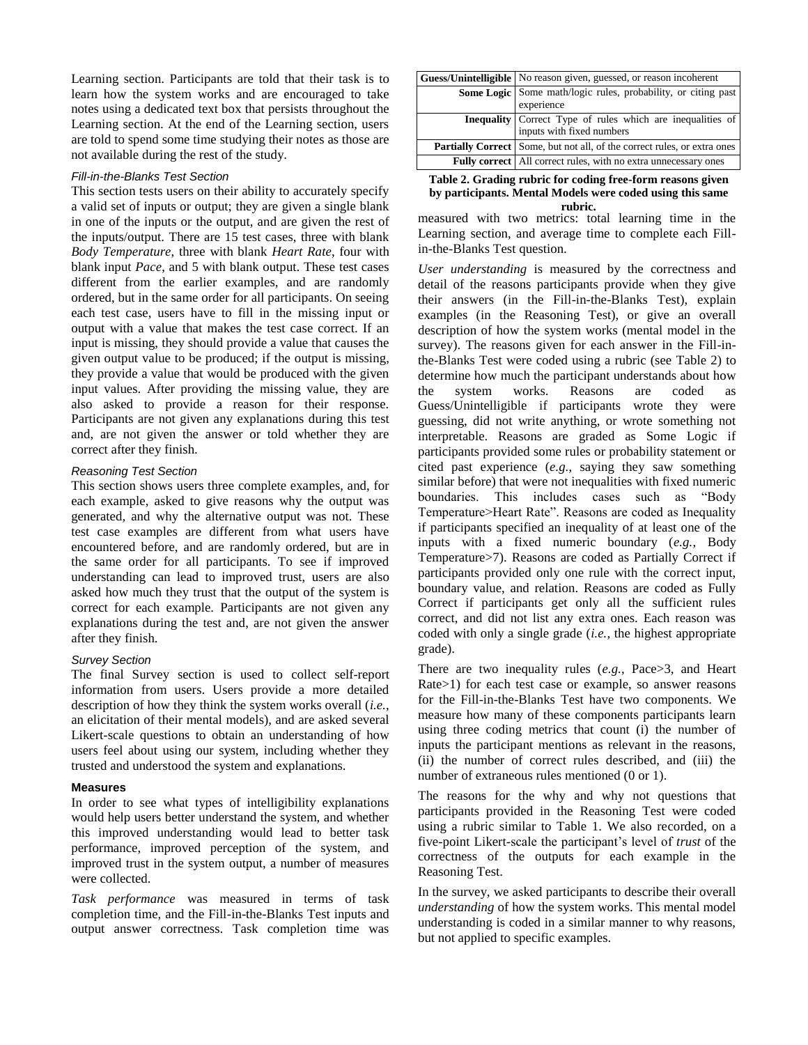Learning section. Participants are told that their task is to learn how the system works and are encouraged to take notes using a dedicated text box that persists throughout the Learning section. At the end of the Learning section, users are told to spend some time studying their notes as those are not available during the rest of the study.

#### *Fill-in-the-Blanks Test Section*

This section tests users on their ability to accurately specify a valid set of inputs or output; they are given a single blank in one of the inputs or the output, and are given the rest of the inputs/output. There are 15 test cases, three with blank *Body Temperature*, three with blank *Heart Rate*, four with blank input *Pace*, and 5 with blank output. These test cases different from the earlier examples, and are randomly ordered, but in the same order for all participants. On seeing each test case, users have to fill in the missing input or output with a value that makes the test case correct. If an input is missing, they should provide a value that causes the given output value to be produced; if the output is missing, they provide a value that would be produced with the given input values. After providing the missing value, they are also asked to provide a reason for their response. Participants are not given any explanations during this test and, are not given the answer or told whether they are correct after they finish.

#### *Reasoning Test Section*

This section shows users three complete examples, and, for each example, asked to give reasons why the output was generated, and why the alternative output was not. These test case examples are different from what users have encountered before, and are randomly ordered, but are in the same order for all participants. To see if improved understanding can lead to improved trust, users are also asked how much they trust that the output of the system is correct for each example. Participants are not given any explanations during the test and, are not given the answer after they finish.

#### *Survey Section*

The final Survey section is used to collect self-report information from users. Users provide a more detailed description of how they think the system works overall (*i.e.*, an elicitation of their mental models), and are asked several Likert-scale questions to obtain an understanding of how users feel about using our system, including whether they trusted and understood the system and explanations.

### Measures

In order to see what types of intelligibility explanations would help users better understand the system, and whether this improved understanding would lead to better task performance, improved perception of the system, and improved trust in the system output, a number of measures were collected.

*Task performance* was measured in terms of task completion time, and the Fill-in-the-Blanks Test inputs and output answer correctness. Task completion time was measured with two metrics: total learning time in the Learning section, and average time to complete each Fill-in-the-Blanks Test question.

| | |
|---|---|
| **Guess/Unintelligible** | No reason given, guessed, or reason incoherent |
| **Some Logic** | Some math/logic rules, probability, or citing past experience |
| **Inequality** | Correct Type of rules which are inequalities of inputs with fixed numbers |
| **Partially Correct** | Some, but not all, of the correct rules, or extra ones |
| **Fully correct** | All correct rules, with no extra unnecessary ones |

**Table 2. Grading rubric for coding free-form reasons given by participants. Mental Models were coded using this same rubric.**

*User understanding* is measured by the correctness and detail of the reasons participants provide when they give their answers (in the Fill-in-the-Blanks Test), explain examples (in the Reasoning Test), or give an overall description of how the system works (mental model in the survey). The reasons given for each answer in the Fill-in-the-Blanks Test were coded using a rubric (see Table 2) to determine how much the participant understands about how the system works. Reasons are coded as Guess/Unintelligible if participants wrote they were guessing, did not write anything, or wrote something not interpretable. Reasons are graded as Some Logic if participants provided some rules or probability statement or cited past experience (*e.g.*, saying they saw something similar before) that were not inequalities with fixed numeric boundaries. This includes cases such as "Body Temperature>Heart Rate". Reasons are coded as Inequality if participants specified an inequality of at least one of the inputs with a fixed numeric boundary (*e.g.*, Body Temperature>7). Reasons are coded as Partially Correct if participants provided only one rule with the correct input, boundary value, and relation. Reasons are coded as Fully Correct if participants get only all the sufficient rules correct, and did not list any extra ones. Each reason was coded with only a single grade (*i.e.*, the highest appropriate grade).

There are two inequality rules (*e.g.*, Pace>3, and Heart Rate>1) for each test case or example, so answer reasons for the Fill-in-the-Blanks Test have two components. We measure how many of these components participants learn using three coding metrics that count (i) the number of inputs the participant mentions as relevant in the reasons, (ii) the number of correct rules described, and (iii) the number of extraneous rules mentioned (0 or 1).

The reasons for the why and why not questions that participants provided in the Reasoning Test were coded using a rubric similar to Table 1. We also recorded, on a five-point Likert-scale the participant's level of *trust* of the correctness of the outputs for each example in the Reasoning Test.

In the survey, we asked participants to describe their overall *understanding* of how the system works. This mental model understanding is coded in a similar manner to why reasons, but not applied to specific examples.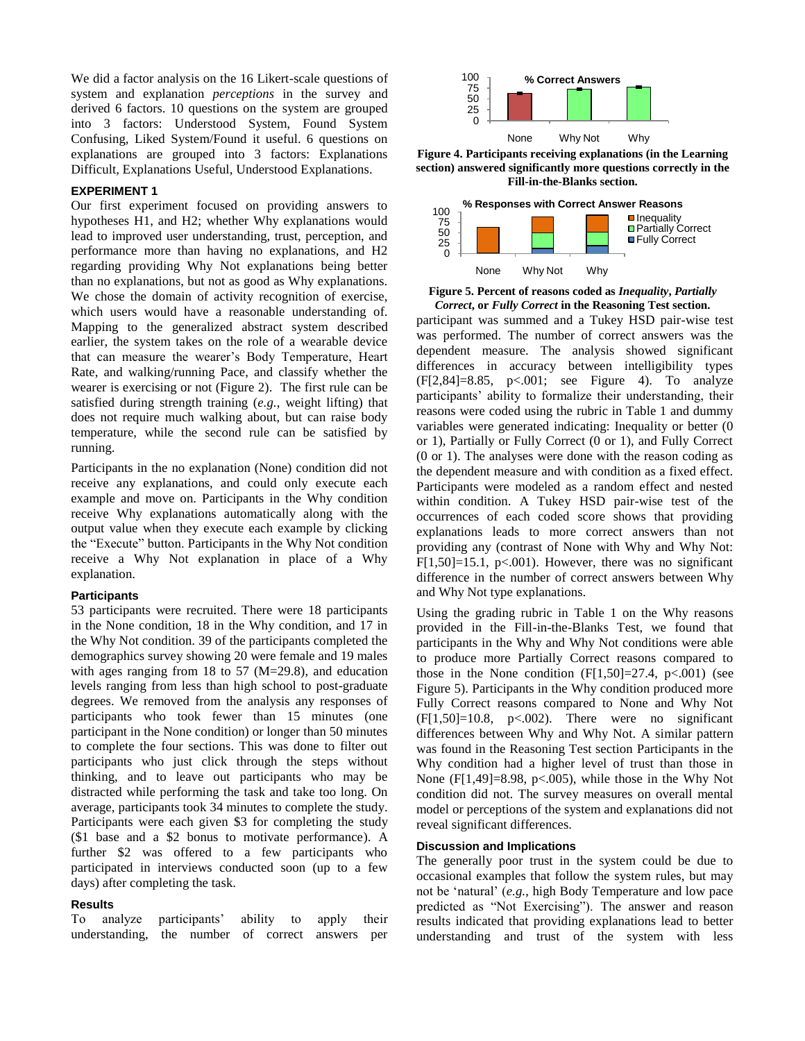We did a factor analysis on the 16 Likert-scale questions of system and explanation *perceptions* in the survey and derived 6 factors. 10 questions on the system are grouped into 3 factors: Understood System, Found System Confusing, Liked System/Found it useful. 6 questions on explanations are grouped into 3 factors: Explanations Difficult, Explanations Useful, Understood Explanations.

## EXPERIMENT 1

Our first experiment focused on providing answers to hypotheses H1, and H2; whether Why explanations would lead to improved user understanding, trust, perception, and performance more than having no explanations, and H2 regarding providing Why Not explanations being better than no explanations, but not as good as Why explanations. We chose the domain of activity recognition of exercise, which users would have a reasonable understanding of. Mapping to the generalized abstract system described earlier, the system takes on the role of a wearable device that can measure the wearer's Body Temperature, Heart Rate, and walking/running Pace, and classify whether the wearer is exercising or not (Figure 2). The first rule can be satisfied during strength training (*e.g.*, weight lifting) that does not require much walking about, but can raise body temperature, while the second rule can be satisfied by running.

Participants in the no explanation (None) condition did not receive any explanations, and could only execute each example and move on. Participants in the Why condition receive Why explanations automatically along with the output value when they execute each example by clicking the "Execute" button. Participants in the Why Not condition receive a Why Not explanation in place of a Why explanation.

### Participants

53 participants were recruited. There were 18 participants in the None condition, 18 in the Why condition, and 17 in the Why Not condition. 39 of the participants completed the demographics survey showing 20 were female and 19 males with ages ranging from 18 to 57 (M=29.8), and education levels ranging from less than high school to post-graduate degrees. We removed from the analysis any responses of participants who took fewer than 15 minutes (one participant in the None condition) or longer than 50 minutes to complete the four sections. This was done to filter out participants who just click through the steps without thinking, and to leave out participants who may be distracted while performing the task and take too long. On average, participants took 34 minutes to complete the study. Participants were each given $3 for completing the study ($1 base and a $2 bonus to motivate performance). A further $2 was offered to a few participants who participated in interviews conducted soon (up to a few days) after completing the task.

### Results

To analyze participants' ability to apply their understanding, the number of correct answers per participant was summed and a Tukey HSD pair-wise test was performed. The number of correct answers was the dependent measure. The analysis showed significant differences in accuracy between intelligibility types ($F[2,84]=8.85$, $p<.001$; see Figure 4). To analyze participants' ability to formalize their understanding, their reasons were coded using the rubric in Table 1 and dummy variables were generated indicating: Inequality or better (0 or 1), Partially or Fully Correct (0 or 1), and Fully Correct (0 or 1). The analyses were done with the reason coding as the dependent measure and with condition as a fixed effect. Participants were modeled as a random effect and nested within condition. A Tukey HSD pair-wise test of the occurrences of each coded score shows that providing explanations leads to more correct answers than not providing any (contrast of None with Why and Why Not: $F[1,50]=15.1$, $p<.001$). However, there was no significant difference in the number of correct answers between Why and Why Not type explanations.

**Figure 4. Participants receiving explanations (in the Learning section) answered significantly more questions correctly in the Fill-in-the-Blanks section.**

**Figure 5. Percent of reasons coded as *Inequality*, *Partially Correct*, or *Fully Correct* in the Reasoning Test section.**

Using the grading rubric in Table 1 on the Why reasons provided in the Fill-in-the-Blanks Test, we found that participants in the Why and Why Not conditions were able to produce more Partially Correct reasons compared to those in the None condition ($F[1,50]=27.4$, $p<.001$) (see Figure 5). Participants in the Why condition produced more Fully Correct reasons compared to None and Why Not ($F[1,50]=10.8$, $p<.002$). There were no significant differences between Why and Why Not. A similar pattern was found in the Reasoning Test section Participants in the Why condition had a higher level of trust than those in None ($F[1,49]=8.98$, $p<.005$), while those in the Why Not condition did not. The survey measures on overall mental model or perceptions of the system and explanations did not reveal significant differences.

### Discussion and Implications

The generally poor trust in the system could be due to occasional examples that follow the system rules, but may not be 'natural' (*e.g.*, high Body Temperature and low pace predicted as "Not Exercising"). The answer and reason results indicated that providing explanations lead to better understanding and trust of the system with less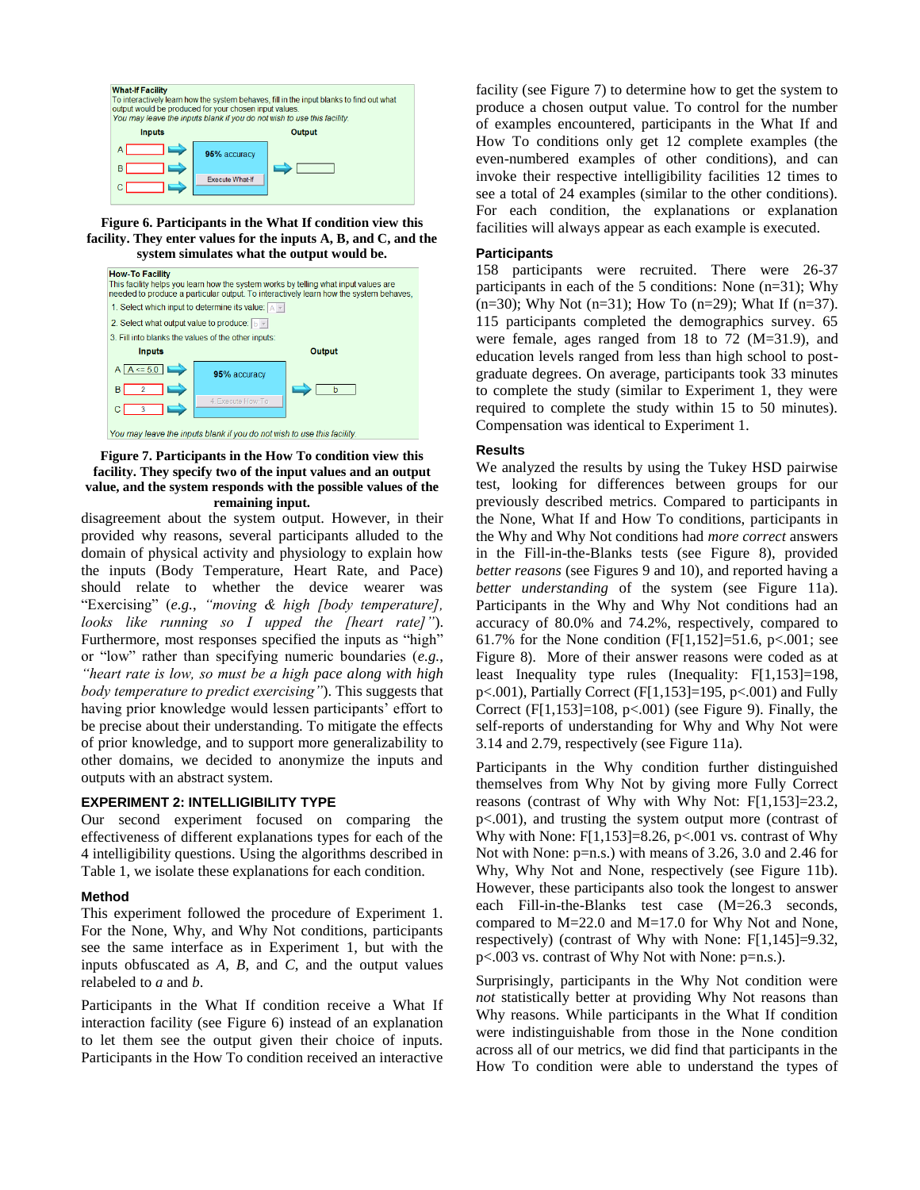Figure 6. Participants in the What If condition view this facility. They enter values for the inputs A, B, and C, and the system simulates what the output would be.

Figure 7. Participants in the How To condition view this facility. They specify two of the input values and an output value, and the system responds with the possible values of the remaining input.

disagreement about the system output. However, in their provided why reasons, several participants alluded to the domain of physical activity and physiology to explain how the inputs (Body Temperature, Heart Rate, and Pace) should relate to whether the device wearer was "Exercising" (*e.g., "moving & high [body temperature], looks like running so I upped the [heart rate]"*). Furthermore, most responses specified the inputs as "high" or "low" rather than specifying numeric boundaries (*e.g., "heart rate is low, so must be a high pace along with high body temperature to predict exercising"*). This suggests that having prior knowledge would lessen participants' effort to be precise about their understanding. To mitigate the effects of prior knowledge, and to support more generalizability to other domains, we decided to anonymize the inputs and outputs with an abstract system.

## EXPERIMENT 2: INTELLIGIBILITY TYPE

Our second experiment focused on comparing the effectiveness of different explanations types for each of the 4 intelligibility questions. Using the algorithms described in Table 1, we isolate these explanations for each condition.

### Method

This experiment followed the procedure of Experiment 1. For the None, Why, and Why Not conditions, participants see the same interface as in Experiment 1, but with the inputs obfuscated as *A*, *B*, and *C*, and the output values relabeled to *a* and *b*.

Participants in the What If condition receive a What If interaction facility (see Figure 6) instead of an explanation to let them see the output given their choice of inputs. Participants in the How To condition received an interactive facility (see Figure 7) to determine how to get the system to produce a chosen output value. To control for the number of examples encountered, participants in the What If and How To conditions only get 12 complete examples (the even-numbered examples of other conditions), and can invoke their respective intelligibility facilities 12 times to see a total of 24 examples (similar to the other conditions). For each condition, the explanations or explanation facilities will always appear as each example is executed.

### Participants

158 participants were recruited. There were 26-37 participants in each of the 5 conditions: None (n=31); Why (n=30); Why Not (n=31); How To (n=29); What If (n=37). 115 participants completed the demographics survey. 65 were female, ages ranged from 18 to 72 (M=31.9), and education levels ranged from less than high school to post-graduate degrees. On average, participants took 33 minutes to complete the study (similar to Experiment 1, they were required to complete the study within 15 to 50 minutes). Compensation was identical to Experiment 1.

### Results

We analyzed the results by using the Tukey HSD pairwise test, looking for differences between groups for our previously described metrics. Compared to participants in the None, What If and How To conditions, participants in the Why and Why Not conditions had *more correct* answers in the Fill-in-the-Blanks tests (see Figure 8), provided *better reasons* (see Figures 9 and 10), and reported having a *better understanding* of the system (see Figure 11a). Participants in the Why and Why Not conditions had an accuracy of 80.0% and 74.2%, respectively, compared to 61.7% for the None condition ($F[1,152]=51.6$, $p<.001$; see Figure 8). More of their answer reasons were coded as at least Inequality type rules (Inequality: $F[1,153]=198$, $p<.001$), Partially Correct ($F[1,153]=195$, $p<.001$) and Fully Correct ($F[1,153]=108$, $p<.001$) (see Figure 9). Finally, the self-reports of understanding for Why and Why Not were 3.14 and 2.79, respectively (see Figure 11a).

Participants in the Why condition further distinguished themselves from Why Not by giving more Fully Correct reasons (contrast of Why with Why Not: $F[1,153]=23.2$, $p<.001$), and trusting the system output more (contrast of Why with None: $F[1,153]=8.26$, $p<.001$ vs. contrast of Why Not with None: p=n.s.) with means of 3.26, 3.0 and 2.46 for Why, Why Not and None, respectively (see Figure 11b). However, these participants also took the longest to answer each Fill-in-the-Blanks test case (M=26.3 seconds, compared to M=22.0 and M=17.0 for Why Not and None, respectively) (contrast of Why with None: $F[1,145]=9.32$, $p<.003$ vs. contrast of Why Not with None: p=n.s.).

Surprisingly, participants in the Why Not condition were *not* statistically better at providing Why Not reasons than Why reasons. While participants in the What If condition were indistinguishable from those in the None condition across all of our metrics, we did find that participants in the How To condition were able to understand the types of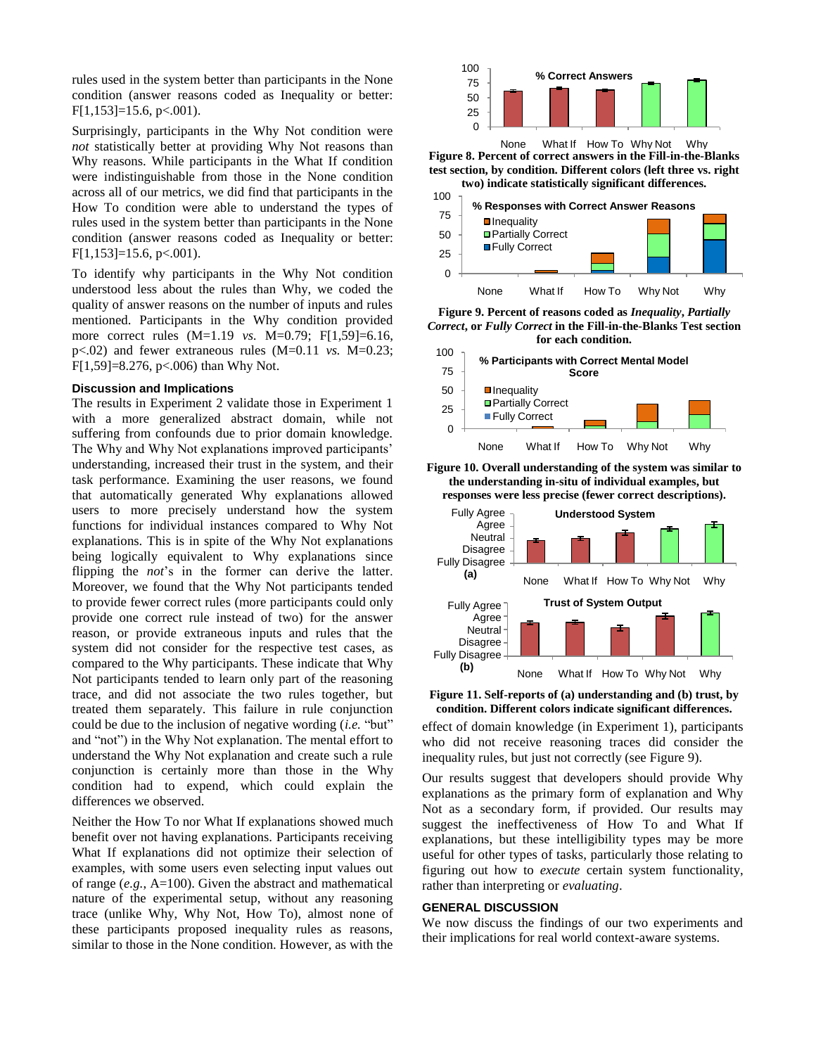rules used in the system better than participants in the None condition (answer reasons coded as Inequality or better: $F[1,153]=15.6$, $p<.001$).

Surprisingly, participants in the Why Not condition were *not* statistically better at providing Why Not reasons than Why reasons. While participants in the What If condition were indistinguishable from those in the None condition across all of our metrics, we did find that participants in the How To condition were able to understand the types of rules used in the system better than participants in the None condition (answer reasons coded as Inequality or better: $F[1,153]=15.6$, $p<.001$).

To identify why participants in the Why Not condition understood less about the rules than Why, we coded the quality of answer reasons on the number of inputs and rules mentioned. Participants in the Why condition provided more correct rules ($M=1.19$ *vs.* $M=0.79$; $F[1,59]=6.16$, $p<.02$) and fewer extraneous rules ($M=0.11$ *vs.* $M=0.23$; $F[1,59]=8.276$, $p<.006$) than Why Not.

### Discussion and Implications

The results in Experiment 2 validate those in Experiment 1 with a more generalized abstract domain, while not suffering from confounds due to prior domain knowledge. The Why and Why Not explanations improved participants' understanding, increased their trust in the system, and their task performance. Examining the user reasons, we found that automatically generated Why explanations allowed users to more precisely understand how the system functions for individual instances compared to Why Not explanations. This is in spite of the Why Not explanations being logically equivalent to Why explanations since flipping the *not*'s in the former can derive the latter. Moreover, we found that the Why Not participants tended to provide fewer correct rules (more participants could only provide one correct rule instead of two) for the answer reason, or provide extraneous inputs and rules that the system did not consider for the respective test cases, as compared to the Why participants. These indicate that Why Not participants tended to learn only part of the reasoning trace, and did not associate the two rules together, but treated them separately. This failure in rule conjunction could be due to the inclusion of negative wording (*i.e.* "but" and "not") in the Why Not explanation. The mental effort to understand the Why Not explanation and create such a rule conjunction is certainly more than those in the Why condition had to expend, which could explain the differences we observed.

Neither the How To nor What If explanations showed much benefit over not having explanations. Participants receiving What If explanations did not optimize their selection of examples, with some users even selecting input values out of range (*e.g.*, A=100). Given the abstract and mathematical nature of the experimental setup, without any reasoning trace (unlike Why, Why Not, How To), almost none of these participants proposed inequality rules as reasons, similar to those in the None condition. However, as with the effect of domain knowledge (in Experiment 1), participants who did not receive reasoning traces did consider the inequality rules, but just not correctly (see Figure 9).

**Figure 8. Percent of correct answers in the Fill-in-the-Blanks test section, by condition. Different colors (left three vs. right two) indicate statistically significant differences.**

**Figure 9. Percent of reasons coded as *Inequality*, *Partially Correct*, or *Fully Correct* in the Fill-in-the-Blanks Test section for each condition.**

**Figure 10. Overall understanding of the system was similar to the understanding in-situ of individual examples, but responses were less precise (fewer correct descriptions).**

**Figure 11. Self-reports of (a) understanding and (b) trust, by condition. Different colors indicate significant differences.**

Our results suggest that developers should provide Why explanations as the primary form of explanation and Why Not as a secondary form, if provided. Our results may suggest the ineffectiveness of How To and What If explanations, but these intelligibility types may be more useful for other types of tasks, particularly those relating to figuring out how to *execute* certain system functionality, rather than interpreting or *evaluating*.

## GENERAL DISCUSSION

We now discuss the findings of our two experiments and their implications for real world context-aware systems.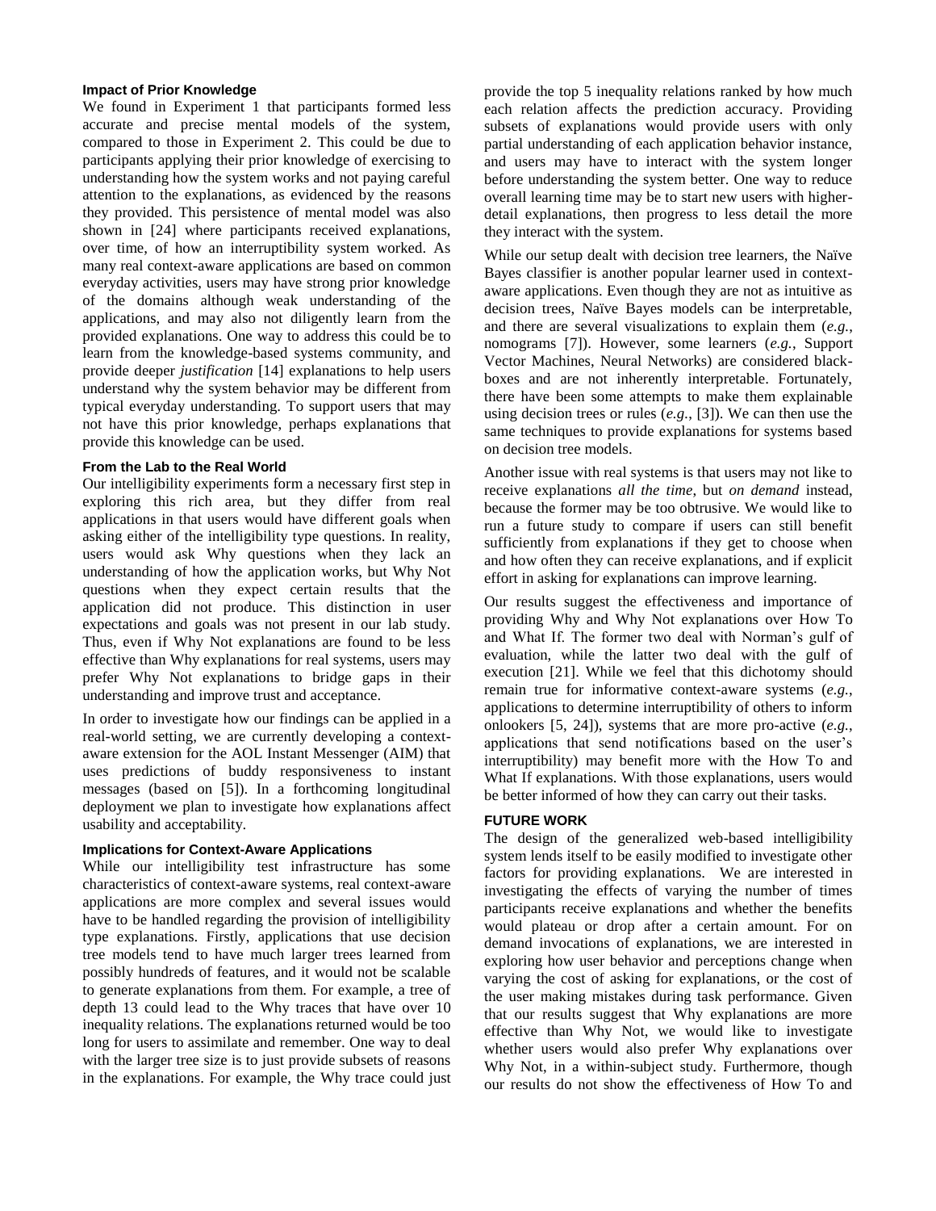### Impact of Prior Knowledge

We found in Experiment 1 that participants formed less accurate and precise mental models of the system, compared to those in Experiment 2. This could be due to participants applying their prior knowledge of exercising to understanding how the system works and not paying careful attention to the explanations, as evidenced by the reasons they provided. This persistence of mental model was also shown in [24] where participants received explanations, over time, of how an interruptibility system worked. As many real context-aware applications are based on common everyday activities, users may have strong prior knowledge of the domains although weak understanding of the applications, and may also not diligently learn from the provided explanations. One way to address this could be to learn from the knowledge-based systems community, and provide deeper *justification* [14] explanations to help users understand why the system behavior may be different from typical everyday understanding. To support users that may not have this prior knowledge, perhaps explanations that provide this knowledge can be used.

### From the Lab to the Real World

Our intelligibility experiments form a necessary first step in exploring this rich area, but they differ from real applications in that users would have different goals when asking either of the intelligibility type questions. In reality, users would ask Why questions when they lack an understanding of how the application works, but Why Not questions when they expect certain results that the application did not produce. This distinction in user expectations and goals was not present in our lab study. Thus, even if Why Not explanations are found to be less effective than Why explanations for real systems, users may prefer Why Not explanations to bridge gaps in their understanding and improve trust and acceptance.

In order to investigate how our findings can be applied in a real-world setting, we are currently developing a context-aware extension for the AOL Instant Messenger (AIM) that uses predictions of buddy responsiveness to instant messages (based on [5]). In a forthcoming longitudinal deployment we plan to investigate how explanations affect usability and acceptability.

### Implications for Context-Aware Applications

While our intelligibility test infrastructure has some characteristics of context-aware systems, real context-aware applications are more complex and several issues would have to be handled regarding the provision of intelligibility type explanations. Firstly, applications that use decision tree models tend to have much larger trees learned from possibly hundreds of features, and it would not be scalable to generate explanations from them. For example, a tree of depth 13 could lead to the Why traces that have over 10 inequality relations. The explanations returned would be too long for users to assimilate and remember. One way to deal with the larger tree size is to just provide subsets of reasons in the explanations. For example, the Why trace could just provide the top 5 inequality relations ranked by how much each relation affects the prediction accuracy. Providing subsets of explanations would provide users with only partial understanding of each application behavior instance, and users may have to interact with the system longer before understanding the system better. One way to reduce overall learning time may be to start new users with higher-detail explanations, then progress to less detail the more they interact with the system.

While our setup dealt with decision tree learners, the Naïve Bayes classifier is another popular learner used in context-aware applications. Even though they are not as intuitive as decision trees, Naïve Bayes models can be interpretable, and there are several visualizations to explain them (*e.g.*, nomograms [7]). However, some learners (*e.g.*, Support Vector Machines, Neural Networks) are considered black-boxes and are not inherently interpretable. Fortunately, there have been some attempts to make them explainable using decision trees or rules (*e.g.*, [3]). We can then use the same techniques to provide explanations for systems based on decision tree models.

Another issue with real systems is that users may not like to receive explanations *all the time*, but *on demand* instead, because the former may be too obtrusive. We would like to run a future study to compare if users can still benefit sufficiently from explanations if they get to choose when and how often they can receive explanations, and if explicit effort in asking for explanations can improve learning.

Our results suggest the effectiveness and importance of providing Why and Why Not explanations over How To and What If. The former two deal with Norman's gulf of evaluation, while the latter two deal with the gulf of execution [21]. While we feel that this dichotomy should remain true for informative context-aware systems (*e.g.*, applications to determine interruptibility of others to inform onlookers [5, 24]), systems that are more pro-active (*e.g.*, applications that send notifications based on the user's interruptibility) may benefit more with the How To and What If explanations. With those explanations, users would be better informed of how they can carry out their tasks.

## FUTURE WORK

The design of the generalized web-based intelligibility system lends itself to be easily modified to investigate other factors for providing explanations. We are interested in investigating the effects of varying the number of times participants receive explanations and whether the benefits would plateau or drop after a certain amount. For on demand invocations of explanations, we are interested in exploring how user behavior and perceptions change when varying the cost of asking for explanations, or the cost of the user making mistakes during task performance. Given that our results suggest that Why explanations are more effective than Why Not, we would like to investigate whether users would also prefer Why explanations over Why Not, in a within-subject study. Furthermore, though our results do not show the effectiveness of How To and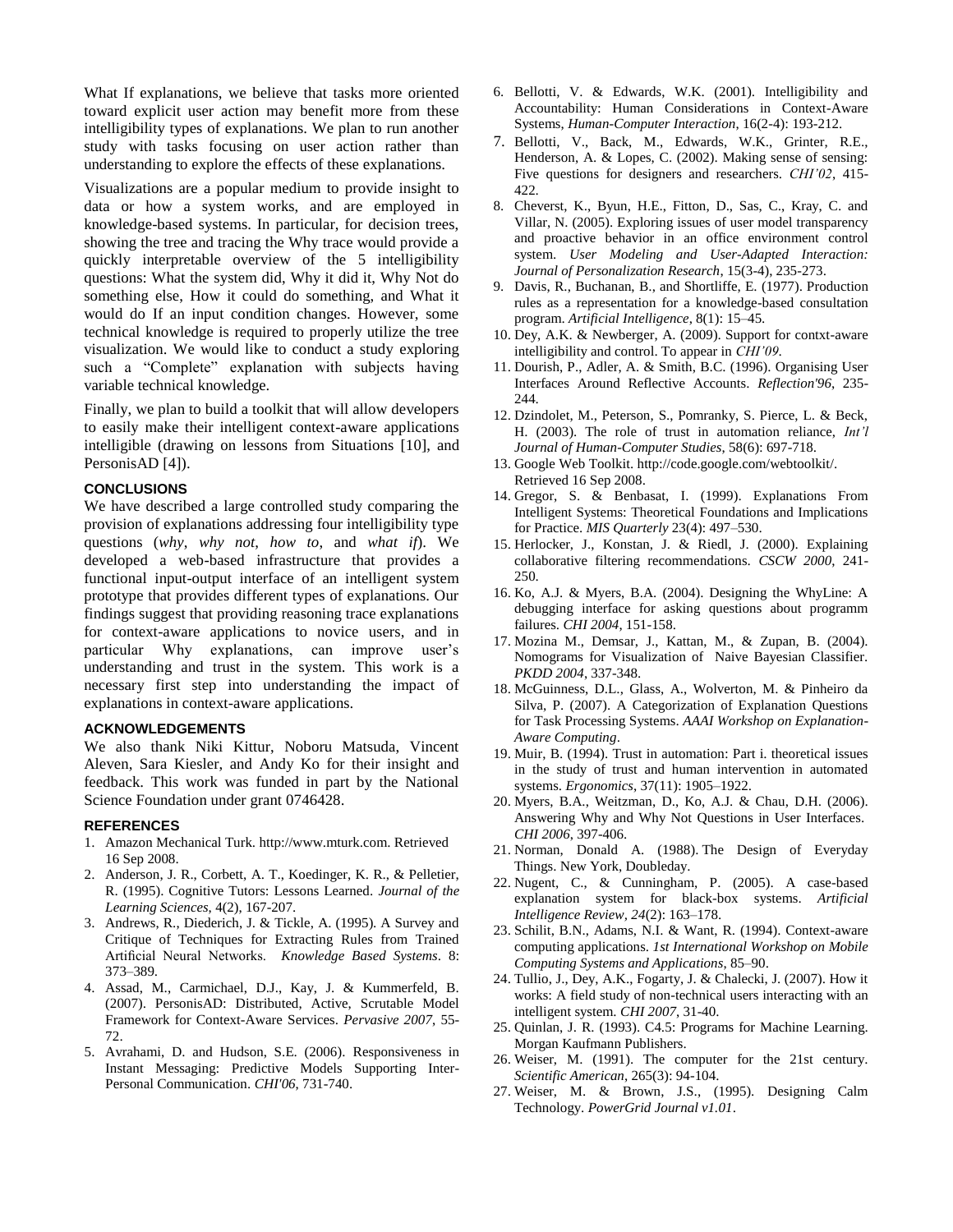What If explanations, we believe that tasks more oriented toward explicit user action may benefit more from these intelligibility types of explanations. We plan to run another study with tasks focusing on user action rather than understanding to explore the effects of these explanations.

Visualizations are a popular medium to provide insight to data or how a system works, and are employed in knowledge-based systems. In particular, for decision trees, showing the tree and tracing the Why trace would provide a quickly interpretable overview of the 5 intelligibility questions: What the system did, Why it did it, Why Not do something else, How it could do something, and What it would do If an input condition changes. However, some technical knowledge is required to properly utilize the tree visualization. We would like to conduct a study exploring such a "Complete" explanation with subjects having variable technical knowledge.

Finally, we plan to build a toolkit that will allow developers to easily make their intelligent context-aware applications intelligible (drawing on lessons from Situations [10], and PersonisAD [4]).

### CONCLUSIONS

We have described a large controlled study comparing the provision of explanations addressing four intelligibility type questions (*why*, *why not*, *how to*, and *what if*). We developed a web-based infrastructure that provides a functional input-output interface of an intelligent system prototype that provides different types of explanations. Our findings suggest that providing reasoning trace explanations for context-aware applications to novice users, and in particular Why explanations, can improve user's understanding and trust in the system. This work is a necessary first step into understanding the impact of explanations in context-aware applications.

### ACKNOWLEDGEMENTS

We also thank Niki Kittur, Noboru Matsuda, Vincent Aleven, Sara Kiesler, and Andy Ko for their insight and feedback. This work was funded in part by the National Science Foundation under grant 0746428.

### REFERENCES

1. Amazon Mechanical Turk. http://www.mturk.com. Retrieved 16 Sep 2008.
2. Anderson, J. R., Corbett, A. T., Koedinger, K. R., & Pelletier, R. (1995). Cognitive Tutors: Lessons Learned. *Journal of the Learning Sciences*, 4(2), 167-207.
3. Andrews, R., Diederich, J. & Tickle, A. (1995). A Survey and Critique of Techniques for Extracting Rules from Trained Artificial Neural Networks. *Knowledge Based Systems*. 8: 373–389.
4. Assad, M., Carmichael, D.J., Kay, J. & Kummerfeld, B. (2007). PersonisAD: Distributed, Active, Scrutable Model Framework for Context-Aware Services. *Pervasive 2007*, 55-72.
5. Avrahami, D. and Hudson, S.E. (2006). Responsiveness in Instant Messaging: Predictive Models Supporting Inter-Personal Communication. *CHI'06*, 731-740.
6. Bellotti, V. & Edwards, W.K. (2001). Intelligibility and Accountability: Human Considerations in Context-Aware Systems, *Human-Computer Interaction*, 16(2-4): 193-212.
7. Bellotti, V., Back, M., Edwards, W.K., Grinter, R.E., Henderson, A. & Lopes, C. (2002). Making sense of sensing: Five questions for designers and researchers. *CHI'02*, 415-422.
8. Cheverst, K., Byun, H.E., Fitton, D., Sas, C., Kray, C. and Villar, N. (2005). Exploring issues of user model transparency and proactive behavior in an office environment control system. *User Modeling and User-Adapted Interaction: Journal of Personalization Research*, 15(3-4), 235-273.
9. Davis, R., Buchanan, B., and Shortliffe, E. (1977). Production rules as a representation for a knowledge-based consultation program. *Artificial Intelligence*, 8(1): 15–45.
10. Dey, A.K. & Newberger, A. (2009). Support for contxt-aware intelligibility and control. To appear in *CHI'09*.
11. Dourish, P., Adler, A. & Smith, B.C. (1996). Organising User Interfaces Around Reflective Accounts. *Reflection'96*, 235-244.
12. Dzindolet, M., Peterson, S., Pomranky, S. Pierce, L. & Beck, H. (2003). The role of trust in automation reliance, *Int'l Journal of Human-Computer Studies*, 58(6): 697-718.
13. Google Web Toolkit. http://code.google.com/webtoolkit/. Retrieved 16 Sep 2008.
14. Gregor, S. & Benbasat, I. (1999). Explanations From Intelligent Systems: Theoretical Foundations and Implications for Practice. *MIS Quarterly* 23(4): 497–530.
15. Herlocker, J., Konstan, J. & Riedl, J. (2000). Explaining collaborative filtering recommendations. *CSCW 2000*, 241-250.
16. Ko, A.J. & Myers, B.A. (2004). Designing the WhyLine: A debugging interface for asking questions about programm failures. *CHI 2004*, 151-158.
17. Mozina M., Demsar, J., Kattan, M., & Zupan, B. (2004). Nomograms for Visualization of Naive Bayesian Classifier. *PKDD 2004*, 337-348.
18. McGuinness, D.L., Glass, A., Wolverton, M. & Pinheiro da Silva, P. (2007). A Categorization of Explanation Questions for Task Processing Systems. *AAAI Workshop on Explanation-Aware Computing*.
19. Muir, B. (1994). Trust in automation: Part i. theoretical issues in the study of trust and human intervention in automated systems. *Ergonomics*, 37(11): 1905–1922.
20. Myers, B.A., Weitzman, D., Ko, A.J. & Chau, D.H. (2006). Answering Why and Why Not Questions in User Interfaces. *CHI 2006*, 397-406.
21. Norman, Donald A. (1988). The Design of Everyday Things. New York, Doubleday.
22. Nugent, C., & Cunningham, P. (2005). A case-based explanation system for black-box systems. *Artificial Intelligence Review*, *24*(2): 163–178.
23. Schilit, B.N., Adams, N.I. & Want, R. (1994). Context-aware computing applications. *1st International Workshop on Mobile Computing Systems and Applications*, 85–90.
24. Tullio, J., Dey, A.K., Fogarty, J. & Chalecki, J. (2007). How it works: A field study of non-technical users interacting with an intelligent system. *CHI 2007*, 31-40.
25. Quinlan, J. R. (1993). C4.5: Programs for Machine Learning. Morgan Kaufmann Publishers.
26. Weiser, M. (1991). The computer for the 21st century. *Scientific American*, 265(3): 94-104.
27. Weiser, M. & Brown, J.S., (1995). Designing Calm Technology. *PowerGrid Journal v1.01*.